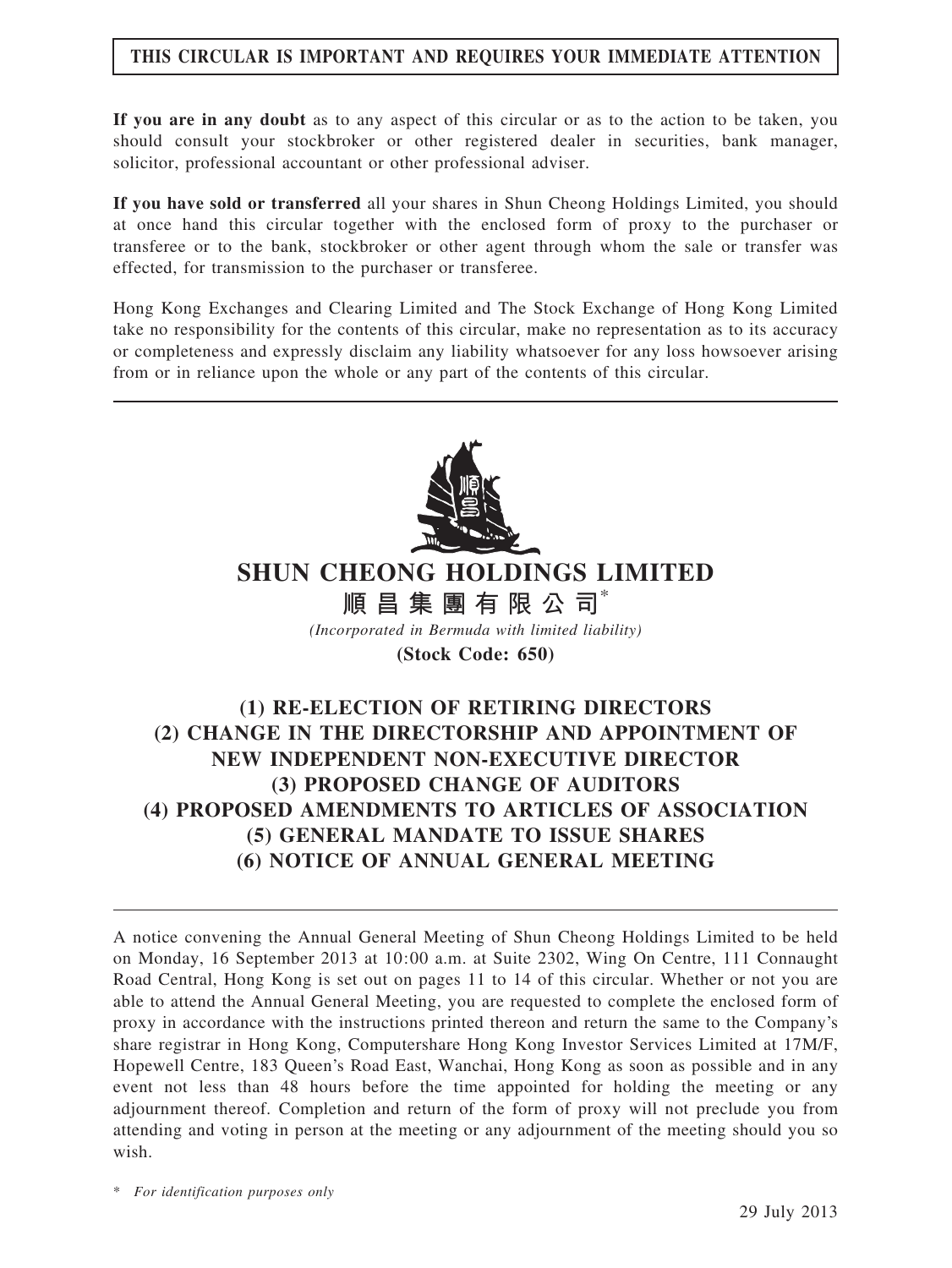**THIS CIRCULAR IS IMPORTANT AND REQUIRES YOUR IMMEDIATE ATTENTION**

**If you are in any doubt** as to any aspect of this circular or as to the action to be taken, you should consult your stockbroker or other registered dealer in securities, bank manager, solicitor, professional accountant or other professional adviser.

**If you have sold or transferred** all your shares in Shun Cheong Holdings Limited, you should at once hand this circular together with the enclosed form of proxy to the purchaser or transferee or to the bank, stockbroker or other agent through whom the sale or transfer was effected, for transmission to the purchaser or transferee.

Hong Kong Exchanges and Clearing Limited and The Stock Exchange of Hong Kong Limited take no responsibility for the contents of this circular, make no representation as to its accuracy or completeness and expressly disclaim any liability whatsoever for any loss howsoever arising from or in reliance upon the whole or any part of the contents of this circular.

# SHUN CHEONG HOLDINGS LIMITED

# 順昌集團有限公司*

*(Incorporated in Bermuda with limited liability)*

**(Stock Code: 650)**

## (1) RE-ELECTION OF RETIRING DIRECTORS
## (2) CHANGE IN THE DIRECTORSHIP AND APPOINTMENT OF NEW INDEPENDENT NON-EXECUTIVE DIRECTOR
## (3) PROPOSED CHANGE OF AUDITORS
## (4) PROPOSED AMENDMENTS TO ARTICLES OF ASSOCIATION
## (5) GENERAL MANDATE TO ISSUE SHARES
## (6) NOTICE OF ANNUAL GENERAL MEETING

A notice convening the Annual General Meeting of Shun Cheong Holdings Limited to be held on Monday, 16 September 2013 at 10:00 a.m. at Suite 2302, Wing On Centre, 111 Connaught Road Central, Hong Kong is set out on pages 11 to 14 of this circular. Whether or not you are able to attend the Annual General Meeting, you are requested to complete the enclosed form of proxy in accordance with the instructions printed thereon and return the same to the Company's share registrar in Hong Kong, Computershare Hong Kong Investor Services Limited at 17M/F, Hopewell Centre, 183 Queen's Road East, Wanchai, Hong Kong as soon as possible and in any event not less than 48 hours before the time appointed for holding the meeting or any adjournment thereof. Completion and return of the form of proxy will not preclude you from attending and voting in person at the meeting or any adjournment of the meeting should you so wish.

\* *For identification purposes only*

29 July 2013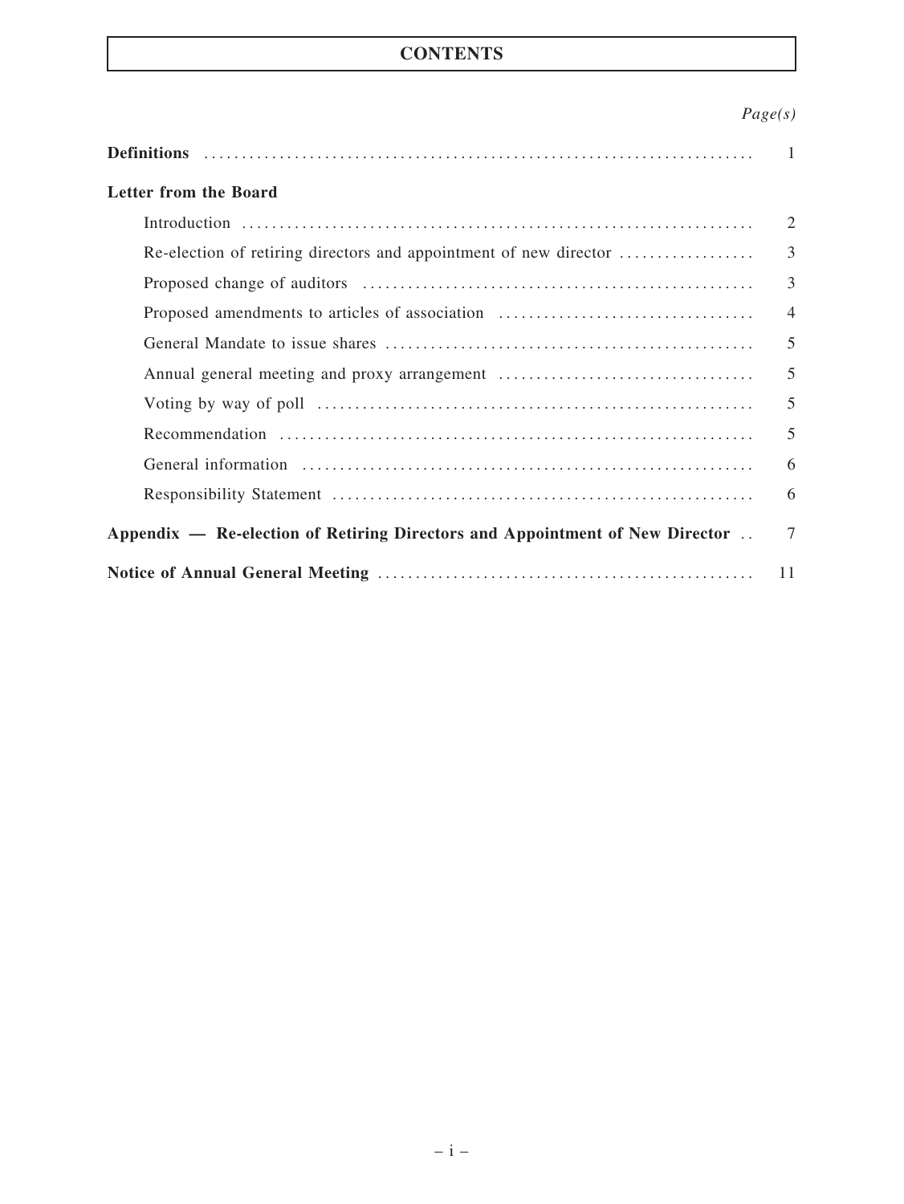# CONTENTS

| | *Page(s)* |
|---|---|
| **Definitions** | 1 |
| **Letter from the Board** | |
| Introduction | 2 |
| Re-election of retiring directors and appointment of new director | 3 |
| Proposed change of auditors | 3 |
| Proposed amendments to articles of association | 4 |
| General Mandate to issue shares | 5 |
| Annual general meeting and proxy arrangement | 5 |
| Voting by way of poll | 5 |
| Recommendation | 5 |
| General information | 6 |
| Responsibility Statement | 6 |
| **Appendix — Re-election of Retiring Directors and Appointment of New Director** | 7 |
| **Notice of Annual General Meeting** | 11 |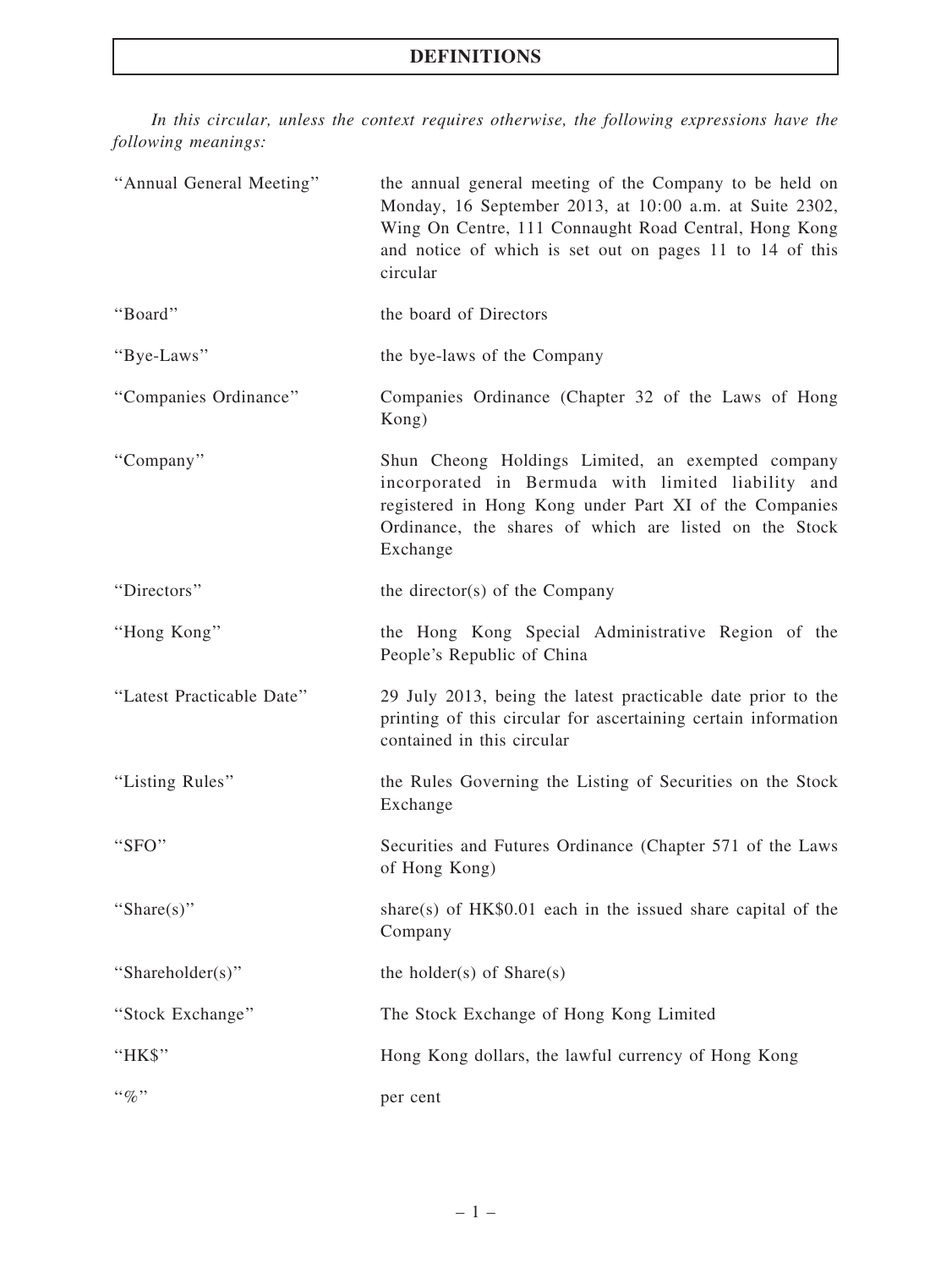# DEFINITIONS

*In this circular, unless the context requires otherwise, the following expressions have the following meanings:*

| | |
|---|---|
| "Annual General Meeting" | the annual general meeting of the Company to be held on Monday, 16 September 2013, at 10:00 a.m. at Suite 2302, Wing On Centre, 111 Connaught Road Central, Hong Kong and notice of which is set out on pages 11 to 14 of this circular |
| "Board" | the board of Directors |
| "Bye-Laws" | the bye-laws of the Company |
| "Companies Ordinance" | Companies Ordinance (Chapter 32 of the Laws of Hong Kong) |
| "Company" | Shun Cheong Holdings Limited, an exempted company incorporated in Bermuda with limited liability and registered in Hong Kong under Part XI of the Companies Ordinance, the shares of which are listed on the Stock Exchange |
| "Directors" | the director(s) of the Company |
| "Hong Kong" | the Hong Kong Special Administrative Region of the People's Republic of China |
| "Latest Practicable Date" | 29 July 2013, being the latest practicable date prior to the printing of this circular for ascertaining certain information contained in this circular |
| "Listing Rules" | the Rules Governing the Listing of Securities on the Stock Exchange |
| "SFO" | Securities and Futures Ordinance (Chapter 571 of the Laws of Hong Kong) |
| "Share(s)" | share(s) of HK$0.01 each in the issued share capital of the Company |
| "Shareholder(s)" | the holder(s) of Share(s) |
| "Stock Exchange" | The Stock Exchange of Hong Kong Limited |
| "HK$" | Hong Kong dollars, the lawful currency of Hong Kong |
| "%" | per cent |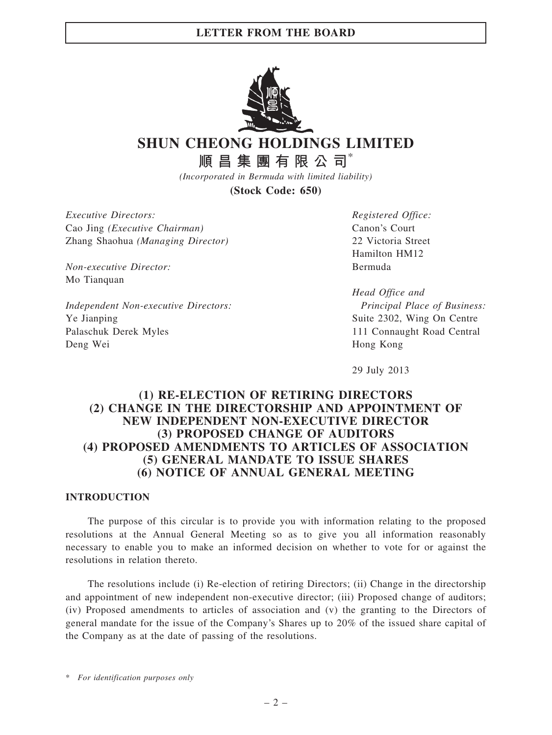# SHUN CHEONG HOLDINGS LIMITED

# 順昌集團有限公司*

*(Incorporated in Bermuda with limited liability)*

**(Stock Code: 650)**

*Executive Directors:*
Cao Jing *(Executive Chairman)*
Zhang Shaohua *(Managing Director)*

*Non-executive Director:*
Mo Tianquan

*Independent Non-executive Directors:*
Ye Jianping
Palaschuk Derek Myles
Deng Wei

*Registered Office:*
Canon's Court
22 Victoria Street
Hamilton HM12
Bermuda

*Head Office and Principal Place of Business:*
Suite 2302, Wing On Centre
111 Connaught Road Central
Hong Kong

29 July 2013

## (1) RE-ELECTION OF RETIRING DIRECTORS
## (2) CHANGE IN THE DIRECTORSHIP AND APPOINTMENT OF NEW INDEPENDENT NON-EXECUTIVE DIRECTOR
## (3) PROPOSED CHANGE OF AUDITORS
## (4) PROPOSED AMENDMENTS TO ARTICLES OF ASSOCIATION
## (5) GENERAL MANDATE TO ISSUE SHARES
## (6) NOTICE OF ANNUAL GENERAL MEETING

### INTRODUCTION

The purpose of this circular is to provide you with information relating to the proposed resolutions at the Annual General Meeting so as to give you all information reasonably necessary to enable you to make an informed decision on whether to vote for or against the resolutions in relation thereto.

The resolutions include (i) Re-election of retiring Directors; (ii) Change in the directorship and appointment of new independent non-executive director; (iii) Proposed change of auditors; (iv) Proposed amendments to articles of association and (v) the granting to the Directors of general mandate for the issue of the Company's Shares up to 20% of the issued share capital of the Company as at the date of passing of the resolutions.

\* *For identification purposes only*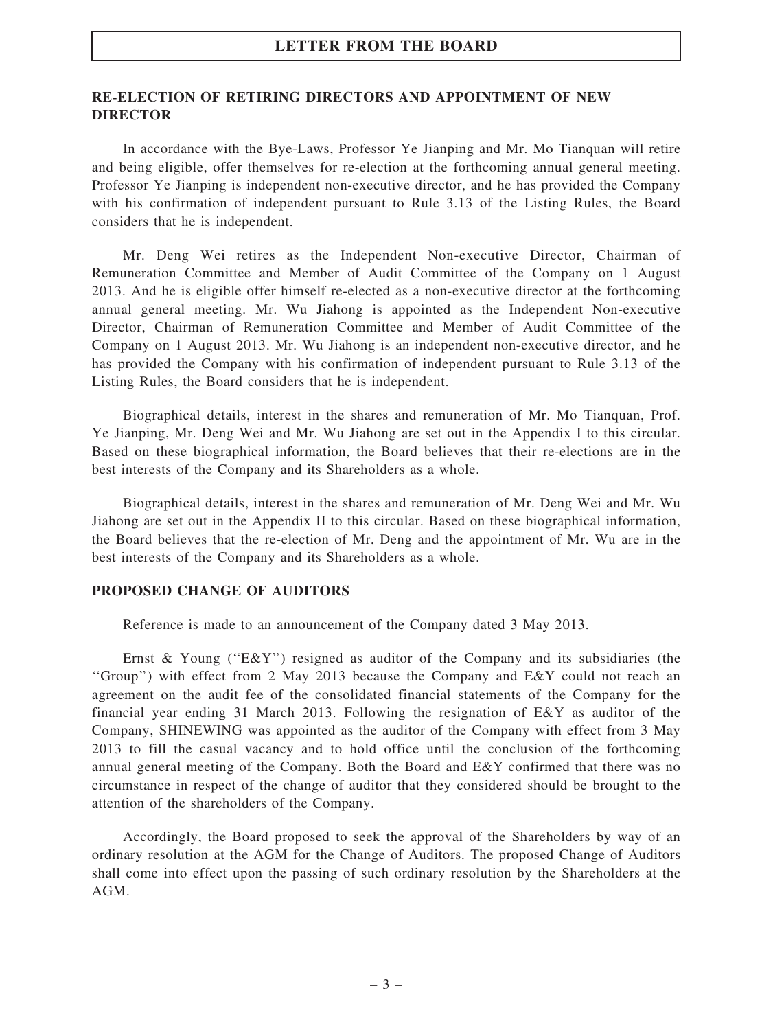## LETTER FROM THE BOARD

### RE-ELECTION OF RETIRING DIRECTORS AND APPOINTMENT OF NEW DIRECTOR

In accordance with the Bye-Laws, Professor Ye Jianping and Mr. Mo Tianquan will retire and being eligible, offer themselves for re-election at the forthcoming annual general meeting. Professor Ye Jianping is independent non-executive director, and he has provided the Company with his confirmation of independent pursuant to Rule 3.13 of the Listing Rules, the Board considers that he is independent.

Mr. Deng Wei retires as the Independent Non-executive Director, Chairman of Remuneration Committee and Member of Audit Committee of the Company on 1 August 2013. And he is eligible offer himself re-elected as a non-executive director at the forthcoming annual general meeting. Mr. Wu Jiahong is appointed as the Independent Non-executive Director, Chairman of Remuneration Committee and Member of Audit Committee of the Company on 1 August 2013. Mr. Wu Jiahong is an independent non-executive director, and he has provided the Company with his confirmation of independent pursuant to Rule 3.13 of the Listing Rules, the Board considers that he is independent.

Biographical details, interest in the shares and remuneration of Mr. Mo Tianquan, Prof. Ye Jianping, Mr. Deng Wei and Mr. Wu Jiahong are set out in the Appendix I to this circular. Based on these biographical information, the Board believes that their re-elections are in the best interests of the Company and its Shareholders as a whole.

Biographical details, interest in the shares and remuneration of Mr. Deng Wei and Mr. Wu Jiahong are set out in the Appendix II to this circular. Based on these biographical information, the Board believes that the re-election of Mr. Deng and the appointment of Mr. Wu are in the best interests of the Company and its Shareholders as a whole.

### PROPOSED CHANGE OF AUDITORS

Reference is made to an announcement of the Company dated 3 May 2013.

Ernst & Young ("E&Y") resigned as auditor of the Company and its subsidiaries (the "Group") with effect from 2 May 2013 because the Company and E&Y could not reach an agreement on the audit fee of the consolidated financial statements of the Company for the financial year ending 31 March 2013. Following the resignation of E&Y as auditor of the Company, SHINEWING was appointed as the auditor of the Company with effect from 3 May 2013 to fill the casual vacancy and to hold office until the conclusion of the forthcoming annual general meeting of the Company. Both the Board and E&Y confirmed that there was no circumstance in respect of the change of auditor that they considered should be brought to the attention of the shareholders of the Company.

Accordingly, the Board proposed to seek the approval of the Shareholders by way of an ordinary resolution at the AGM for the Change of Auditors. The proposed Change of Auditors shall come into effect upon the passing of such ordinary resolution by the Shareholders at the AGM.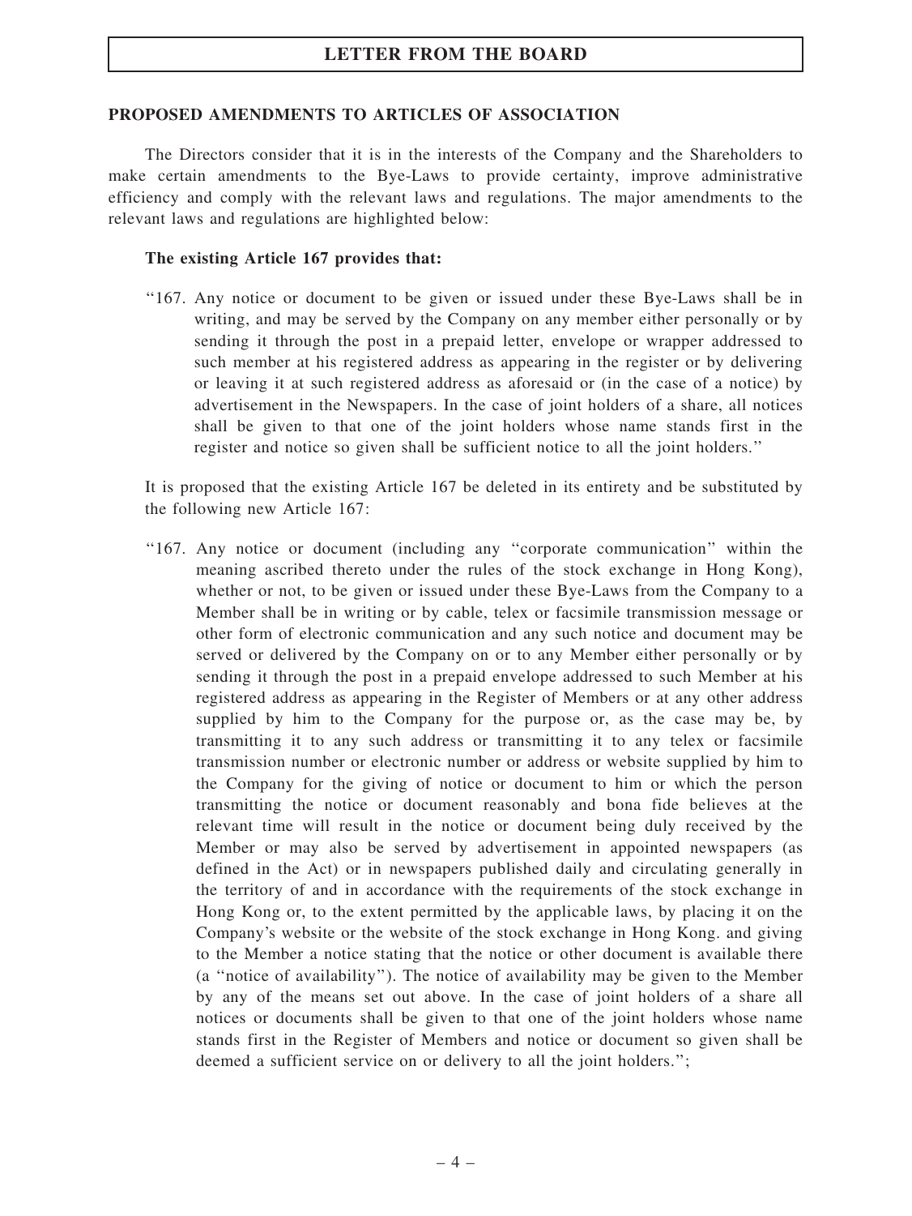## PROPOSED AMENDMENTS TO ARTICLES OF ASSOCIATION

The Directors consider that it is in the interests of the Company and the Shareholders to make certain amendments to the Bye-Laws to provide certainty, improve administrative efficiency and comply with the relevant laws and regulations. The major amendments to the relevant laws and regulations are highlighted below:

**The existing Article 167 provides that:**

"167. Any notice or document to be given or issued under these Bye-Laws shall be in writing, and may be served by the Company on any member either personally or by sending it through the post in a prepaid letter, envelope or wrapper addressed to such member at his registered address as appearing in the register or by delivering or leaving it at such registered address as aforesaid or (in the case of a notice) by advertisement in the Newspapers. In the case of joint holders of a share, all notices shall be given to that one of the joint holders whose name stands first in the register and notice so given shall be sufficient notice to all the joint holders."

It is proposed that the existing Article 167 be deleted in its entirety and be substituted by the following new Article 167:

"167. Any notice or document (including any "corporate communication" within the meaning ascribed thereto under the rules of the stock exchange in Hong Kong), whether or not, to be given or issued under these Bye-Laws from the Company to a Member shall be in writing or by cable, telex or facsimile transmission message or other form of electronic communication and any such notice and document may be served or delivered by the Company on or to any Member either personally or by sending it through the post in a prepaid envelope addressed to such Member at his registered address as appearing in the Register of Members or at any other address supplied by him to the Company for the purpose or, as the case may be, by transmitting it to any such address or transmitting it to any telex or facsimile transmission number or electronic number or address or website supplied by him to the Company for the giving of notice or document to him or which the person transmitting the notice or document reasonably and bona fide believes at the relevant time will result in the notice or document being duly received by the Member or may also be served by advertisement in appointed newspapers (as defined in the Act) or in newspapers published daily and circulating generally in the territory of and in accordance with the requirements of the stock exchange in Hong Kong or, to the extent permitted by the applicable laws, by placing it on the Company's website or the website of the stock exchange in Hong Kong. and giving to the Member a notice stating that the notice or other document is available there (a "notice of availability"). The notice of availability may be given to the Member by any of the means set out above. In the case of joint holders of a share all notices or documents shall be given to that one of the joint holders whose name stands first in the Register of Members and notice or document so given shall be deemed a sufficient service on or delivery to all the joint holders.";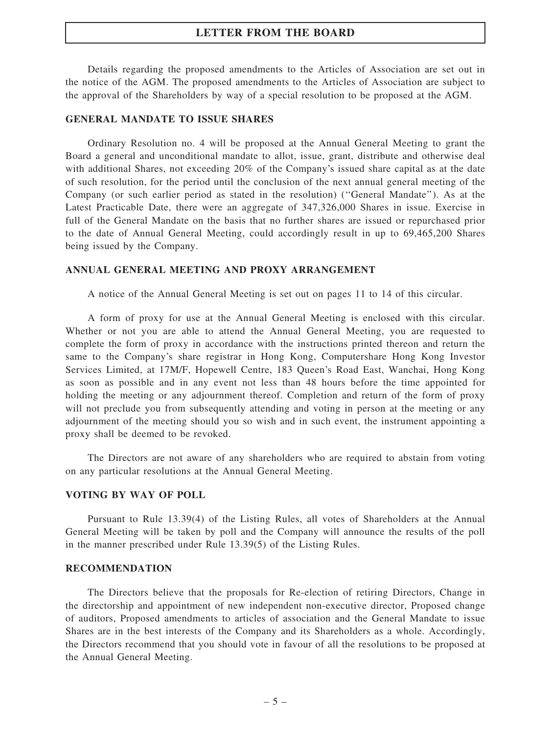Details regarding the proposed amendments to the Articles of Association are set out in the notice of the AGM. The proposed amendments to the Articles of Association are subject to the approval of the Shareholders by way of a special resolution to be proposed at the AGM.

### GENERAL MANDATE TO ISSUE SHARES

Ordinary Resolution no. 4 will be proposed at the Annual General Meeting to grant the Board a general and unconditional mandate to allot, issue, grant, distribute and otherwise deal with additional Shares, not exceeding 20% of the Company's issued share capital as at the date of such resolution, for the period until the conclusion of the next annual general meeting of the Company (or such earlier period as stated in the resolution) ("General Mandate"). As at the Latest Practicable Date, there were an aggregate of 347,326,000 Shares in issue. Exercise in full of the General Mandate on the basis that no further shares are issued or repurchased prior to the date of Annual General Meeting, could accordingly result in up to 69,465,200 Shares being issued by the Company.

### ANNUAL GENERAL MEETING AND PROXY ARRANGEMENT

A notice of the Annual General Meeting is set out on pages 11 to 14 of this circular.

A form of proxy for use at the Annual General Meeting is enclosed with this circular. Whether or not you are able to attend the Annual General Meeting, you are requested to complete the form of proxy in accordance with the instructions printed thereon and return the same to the Company's share registrar in Hong Kong, Computershare Hong Kong Investor Services Limited, at 17M/F, Hopewell Centre, 183 Queen's Road East, Wanchai, Hong Kong as soon as possible and in any event not less than 48 hours before the time appointed for holding the meeting or any adjournment thereof. Completion and return of the form of proxy will not preclude you from subsequently attending and voting in person at the meeting or any adjournment of the meeting should you so wish and in such event, the instrument appointing a proxy shall be deemed to be revoked.

The Directors are not aware of any shareholders who are required to abstain from voting on any particular resolutions at the Annual General Meeting.

### VOTING BY WAY OF POLL

Pursuant to Rule 13.39(4) of the Listing Rules, all votes of Shareholders at the Annual General Meeting will be taken by poll and the Company will announce the results of the poll in the manner prescribed under Rule 13.39(5) of the Listing Rules.

### RECOMMENDATION

The Directors believe that the proposals for Re-election of retiring Directors, Change in the directorship and appointment of new independent non-executive director, Proposed change of auditors, Proposed amendments to articles of association and the General Mandate to issue Shares are in the best interests of the Company and its Shareholders as a whole. Accordingly, the Directors recommend that you should vote in favour of all the resolutions to be proposed at the Annual General Meeting.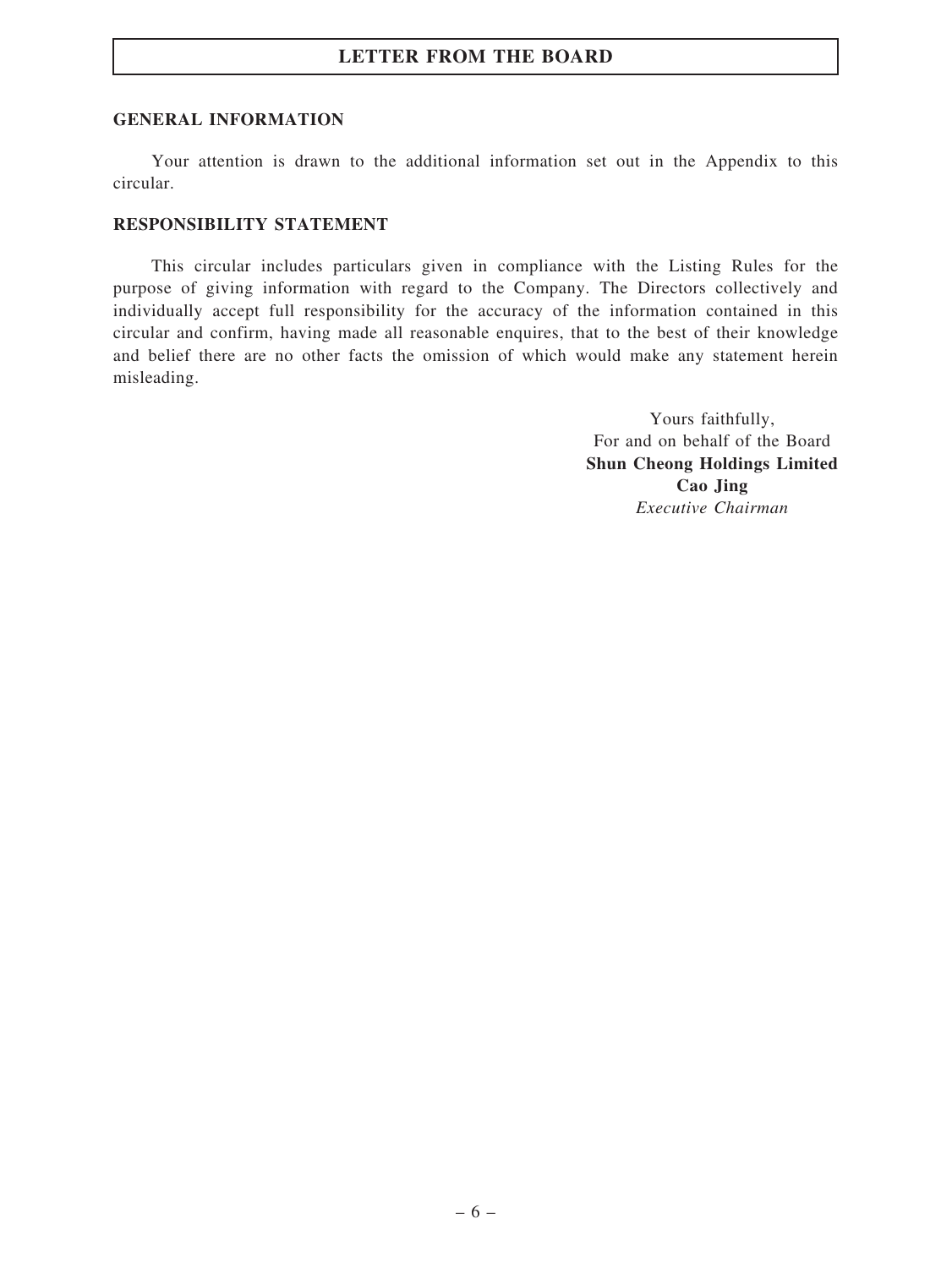## GENERAL INFORMATION

Your attention is drawn to the additional information set out in the Appendix to this circular.

## RESPONSIBILITY STATEMENT

This circular includes particulars given in compliance with the Listing Rules for the purpose of giving information with regard to the Company. The Directors collectively and individually accept full responsibility for the accuracy of the information contained in this circular and confirm, having made all reasonable enquires, that to the best of their knowledge and belief there are no other facts the omission of which would make any statement herein misleading.

Yours faithfully,
For and on behalf of the Board
**Shun Cheong Holdings Limited**
**Cao Jing**
*Executive Chairman*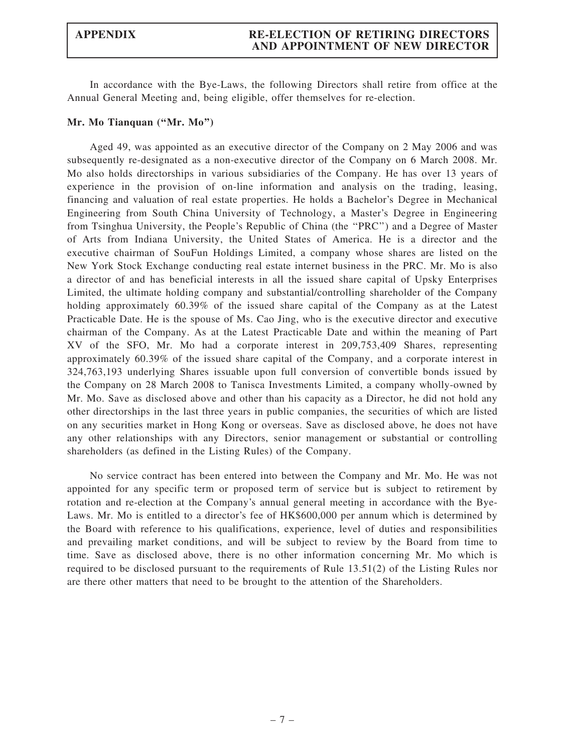In accordance with the Bye-Laws, the following Directors shall retire from office at the Annual General Meeting and, being eligible, offer themselves for re-election.

**Mr. Mo Tianquan ("Mr. Mo")**

Aged 49, was appointed as an executive director of the Company on 2 May 2006 and was subsequently re-designated as a non-executive director of the Company on 6 March 2008. Mr. Mo also holds directorships in various subsidiaries of the Company. He has over 13 years of experience in the provision of on-line information and analysis on the trading, leasing, financing and valuation of real estate properties. He holds a Bachelor's Degree in Mechanical Engineering from South China University of Technology, a Master's Degree in Engineering from Tsinghua University, the People's Republic of China (the "PRC") and a Degree of Master of Arts from Indiana University, the United States of America. He is a director and the executive chairman of SouFun Holdings Limited, a company whose shares are listed on the New York Stock Exchange conducting real estate internet business in the PRC. Mr. Mo is also a director of and has beneficial interests in all the issued share capital of Upsky Enterprises Limited, the ultimate holding company and substantial/controlling shareholder of the Company holding approximately 60.39% of the issued share capital of the Company as at the Latest Practicable Date. He is the spouse of Ms. Cao Jing, who is the executive director and executive chairman of the Company. As at the Latest Practicable Date and within the meaning of Part XV of the SFO, Mr. Mo had a corporate interest in 209,753,409 Shares, representing approximately 60.39% of the issued share capital of the Company, and a corporate interest in 324,763,193 underlying Shares issuable upon full conversion of convertible bonds issued by the Company on 28 March 2008 to Tanisca Investments Limited, a company wholly-owned by Mr. Mo. Save as disclosed above and other than his capacity as a Director, he did not hold any other directorships in the last three years in public companies, the securities of which are listed on any securities market in Hong Kong or overseas. Save as disclosed above, he does not have any other relationships with any Directors, senior management or substantial or controlling shareholders (as defined in the Listing Rules) of the Company.

No service contract has been entered into between the Company and Mr. Mo. He was not appointed for any specific term or proposed term of service but is subject to retirement by rotation and re-election at the Company's annual general meeting in accordance with the Bye-Laws. Mr. Mo is entitled to a director's fee of HK$600,000 per annum which is determined by the Board with reference to his qualifications, experience, level of duties and responsibilities and prevailing market conditions, and will be subject to review by the Board from time to time. Save as disclosed above, there is no other information concerning Mr. Mo which is required to be disclosed pursuant to the requirements of Rule 13.51(2) of the Listing Rules nor are there other matters that need to be brought to the attention of the Shareholders.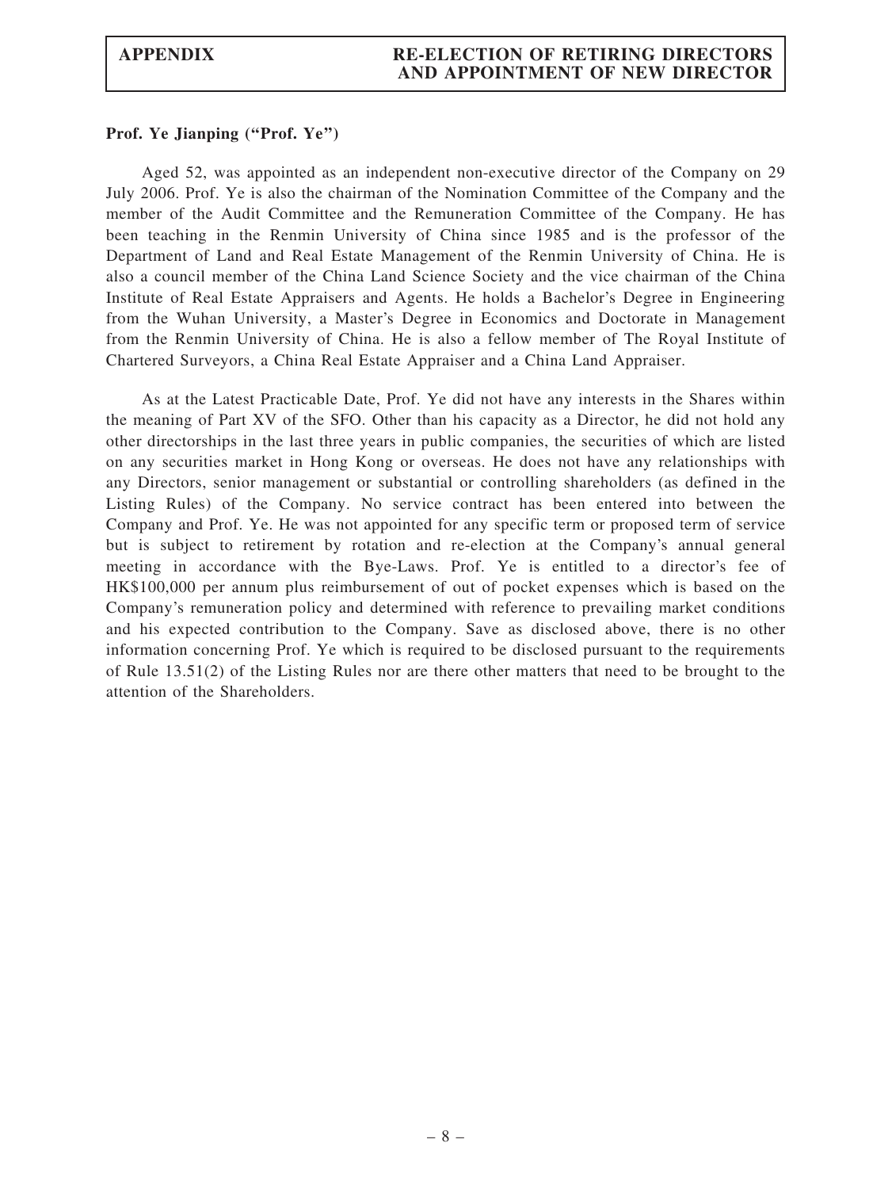**Prof. Ye Jianping ("Prof. Ye")**

Aged 52, was appointed as an independent non-executive director of the Company on 29 July 2006. Prof. Ye is also the chairman of the Nomination Committee of the Company and the member of the Audit Committee and the Remuneration Committee of the Company. He has been teaching in the Renmin University of China since 1985 and is the professor of the Department of Land and Real Estate Management of the Renmin University of China. He is also a council member of the China Land Science Society and the vice chairman of the China Institute of Real Estate Appraisers and Agents. He holds a Bachelor's Degree in Engineering from the Wuhan University, a Master's Degree in Economics and Doctorate in Management from the Renmin University of China. He is also a fellow member of The Royal Institute of Chartered Surveyors, a China Real Estate Appraiser and a China Land Appraiser.

As at the Latest Practicable Date, Prof. Ye did not have any interests in the Shares within the meaning of Part XV of the SFO. Other than his capacity as a Director, he did not hold any other directorships in the last three years in public companies, the securities of which are listed on any securities market in Hong Kong or overseas. He does not have any relationships with any Directors, senior management or substantial or controlling shareholders (as defined in the Listing Rules) of the Company. No service contract has been entered into between the Company and Prof. Ye. He was not appointed for any specific term or proposed term of service but is subject to retirement by rotation and re-election at the Company's annual general meeting in accordance with the Bye-Laws. Prof. Ye is entitled to a director's fee of HK$100,000 per annum plus reimbursement of out of pocket expenses which is based on the Company's remuneration policy and determined with reference to prevailing market conditions and his expected contribution to the Company. Save as disclosed above, there is no other information concerning Prof. Ye which is required to be disclosed pursuant to the requirements of Rule 13.51(2) of the Listing Rules nor are there other matters that need to be brought to the attention of the Shareholders.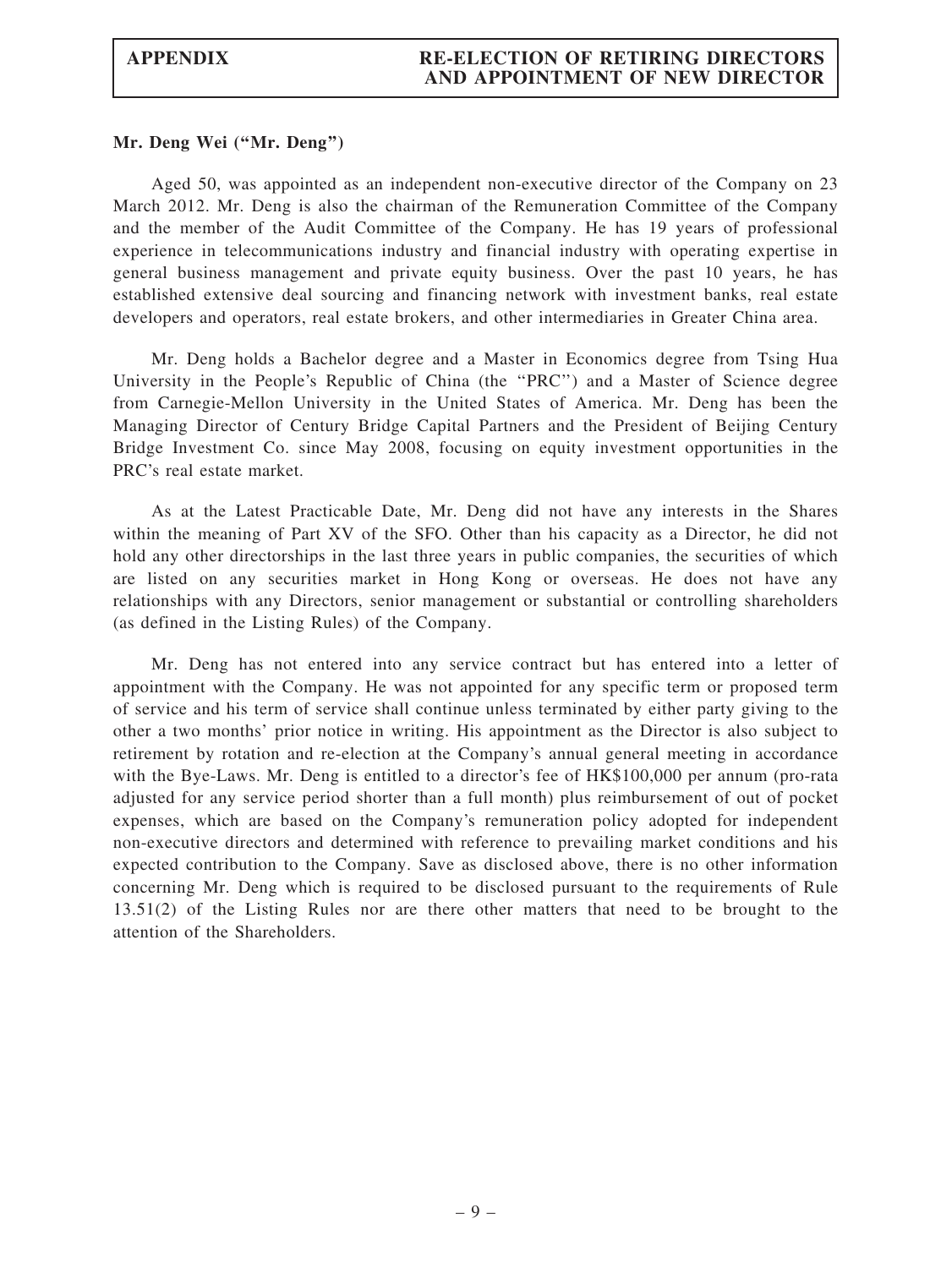**Mr. Deng Wei ("Mr. Deng")**

Aged 50, was appointed as an independent non-executive director of the Company on 23 March 2012. Mr. Deng is also the chairman of the Remuneration Committee of the Company and the member of the Audit Committee of the Company. He has 19 years of professional experience in telecommunications industry and financial industry with operating expertise in general business management and private equity business. Over the past 10 years, he has established extensive deal sourcing and financing network with investment banks, real estate developers and operators, real estate brokers, and other intermediaries in Greater China area.

Mr. Deng holds a Bachelor degree and a Master in Economics degree from Tsing Hua University in the People's Republic of China (the "PRC") and a Master of Science degree from Carnegie-Mellon University in the United States of America. Mr. Deng has been the Managing Director of Century Bridge Capital Partners and the President of Beijing Century Bridge Investment Co. since May 2008, focusing on equity investment opportunities in the PRC's real estate market.

As at the Latest Practicable Date, Mr. Deng did not have any interests in the Shares within the meaning of Part XV of the SFO. Other than his capacity as a Director, he did not hold any other directorships in the last three years in public companies, the securities of which are listed on any securities market in Hong Kong or overseas. He does not have any relationships with any Directors, senior management or substantial or controlling shareholders (as defined in the Listing Rules) of the Company.

Mr. Deng has not entered into any service contract but has entered into a letter of appointment with the Company. He was not appointed for any specific term or proposed term of service and his term of service shall continue unless terminated by either party giving to the other a two months' prior notice in writing. His appointment as the Director is also subject to retirement by rotation and re-election at the Company's annual general meeting in accordance with the Bye-Laws. Mr. Deng is entitled to a director's fee of HK$100,000 per annum (pro-rata adjusted for any service period shorter than a full month) plus reimbursement of out of pocket expenses, which are based on the Company's remuneration policy adopted for independent non-executive directors and determined with reference to prevailing market conditions and his expected contribution to the Company. Save as disclosed above, there is no other information concerning Mr. Deng which is required to be disclosed pursuant to the requirements of Rule 13.51(2) of the Listing Rules nor are there other matters that need to be brought to the attention of the Shareholders.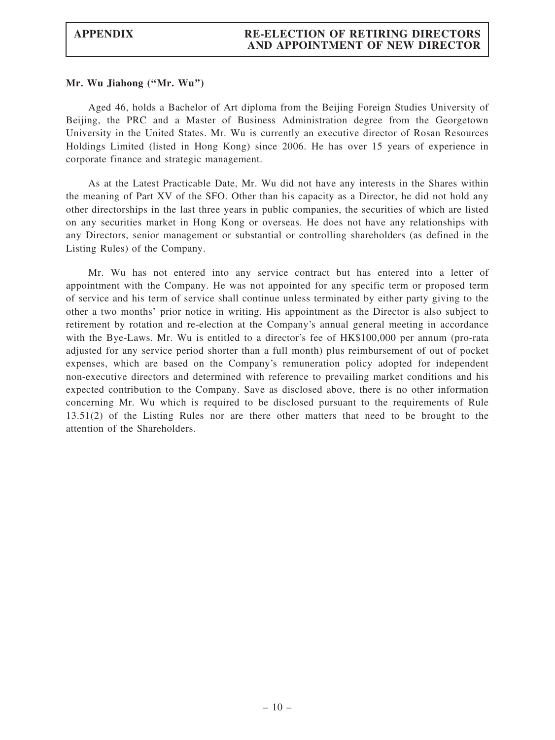**Mr. Wu Jiahong ("Mr. Wu")**

Aged 46, holds a Bachelor of Art diploma from the Beijing Foreign Studies University of Beijing, the PRC and a Master of Business Administration degree from the Georgetown University in the United States. Mr. Wu is currently an executive director of Rosan Resources Holdings Limited (listed in Hong Kong) since 2006. He has over 15 years of experience in corporate finance and strategic management.

As at the Latest Practicable Date, Mr. Wu did not have any interests in the Shares within the meaning of Part XV of the SFO. Other than his capacity as a Director, he did not hold any other directorships in the last three years in public companies, the securities of which are listed on any securities market in Hong Kong or overseas. He does not have any relationships with any Directors, senior management or substantial or controlling shareholders (as defined in the Listing Rules) of the Company.

Mr. Wu has not entered into any service contract but has entered into a letter of appointment with the Company. He was not appointed for any specific term or proposed term of service and his term of service shall continue unless terminated by either party giving to the other a two months' prior notice in writing. His appointment as the Director is also subject to retirement by rotation and re-election at the Company's annual general meeting in accordance with the Bye-Laws. Mr. Wu is entitled to a director's fee of HK$100,000 per annum (pro-rata adjusted for any service period shorter than a full month) plus reimbursement of out of pocket expenses, which are based on the Company's remuneration policy adopted for independent non-executive directors and determined with reference to prevailing market conditions and his expected contribution to the Company. Save as disclosed above, there is no other information concerning Mr. Wu which is required to be disclosed pursuant to the requirements of Rule 13.51(2) of the Listing Rules nor are there other matters that need to be brought to the attention of the Shareholders.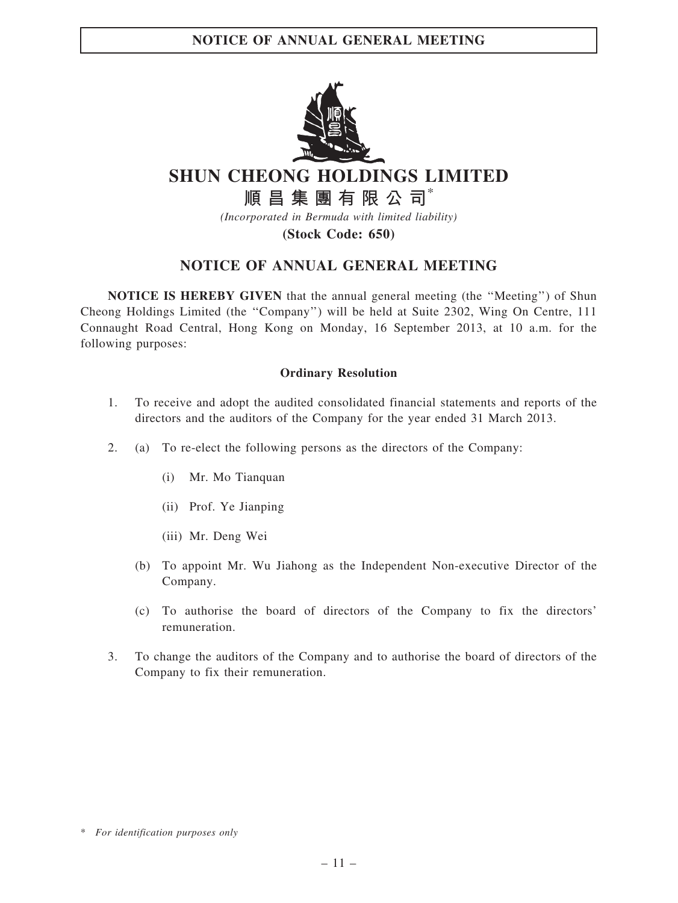# SHUN CHEONG HOLDINGS LIMITED

# 順昌集團有限公司*

*(Incorporated in Bermuda with limited liability)*

**(Stock Code: 650)**

## NOTICE OF ANNUAL GENERAL MEETING

**NOTICE IS HEREBY GIVEN** that the annual general meeting (the "Meeting") of Shun Cheong Holdings Limited (the "Company") will be held at Suite 2302, Wing On Centre, 111 Connaught Road Central, Hong Kong on Monday, 16 September 2013, at 10 a.m. for the following purposes:

**Ordinary Resolution**

1. To receive and adopt the audited consolidated financial statements and reports of the directors and the auditors of the Company for the year ended 31 March 2013.

2. (a) To re-elect the following persons as the directors of the Company:

   (i) Mr. Mo Tianquan

   (ii) Prof. Ye Jianping

   (iii) Mr. Deng Wei

   (b) To appoint Mr. Wu Jiahong as the Independent Non-executive Director of the Company.

   (c) To authorise the board of directors of the Company to fix the directors' remuneration.

3. To change the auditors of the Company and to authorise the board of directors of the Company to fix their remuneration.

\* *For identification purposes only*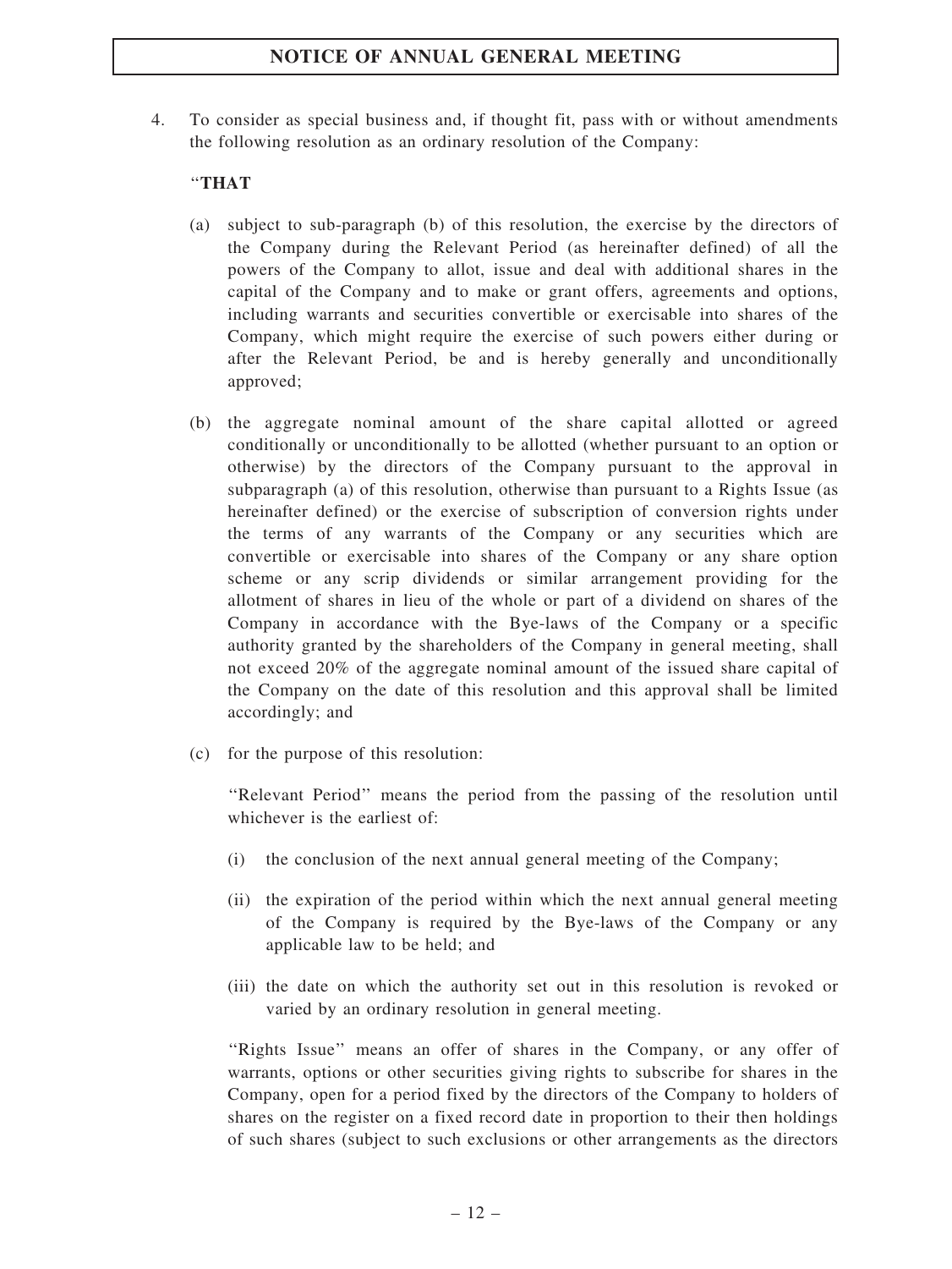4. To consider as special business and, if thought fit, pass with or without amendments the following resolution as an ordinary resolution of the Company:

"**THAT**

(a) subject to sub-paragraph (b) of this resolution, the exercise by the directors of the Company during the Relevant Period (as hereinafter defined) of all the powers of the Company to allot, issue and deal with additional shares in the capital of the Company and to make or grant offers, agreements and options, including warrants and securities convertible or exercisable into shares of the Company, which might require the exercise of such powers either during or after the Relevant Period, be and is hereby generally and unconditionally approved;

(b) the aggregate nominal amount of the share capital allotted or agreed conditionally or unconditionally to be allotted (whether pursuant to an option or otherwise) by the directors of the Company pursuant to the approval in subparagraph (a) of this resolution, otherwise than pursuant to a Rights Issue (as hereinafter defined) or the exercise of subscription of conversion rights under the terms of any warrants of the Company or any securities which are convertible or exercisable into shares of the Company or any share option scheme or any scrip dividends or similar arrangement providing for the allotment of shares in lieu of the whole or part of a dividend on shares of the Company in accordance with the Bye-laws of the Company or a specific authority granted by the shareholders of the Company in general meeting, shall not exceed 20% of the aggregate nominal amount of the issued share capital of the Company on the date of this resolution and this approval shall be limited accordingly; and

(c) for the purpose of this resolution:

"Relevant Period" means the period from the passing of the resolution until whichever is the earliest of:

(i) the conclusion of the next annual general meeting of the Company;

(ii) the expiration of the period within which the next annual general meeting of the Company is required by the Bye-laws of the Company or any applicable law to be held; and

(iii) the date on which the authority set out in this resolution is revoked or varied by an ordinary resolution in general meeting.

"Rights Issue" means an offer of shares in the Company, or any offer of warrants, options or other securities giving rights to subscribe for shares in the Company, open for a period fixed by the directors of the Company to holders of shares on the register on a fixed record date in proportion to their then holdings of such shares (subject to such exclusions or other arrangements as the directors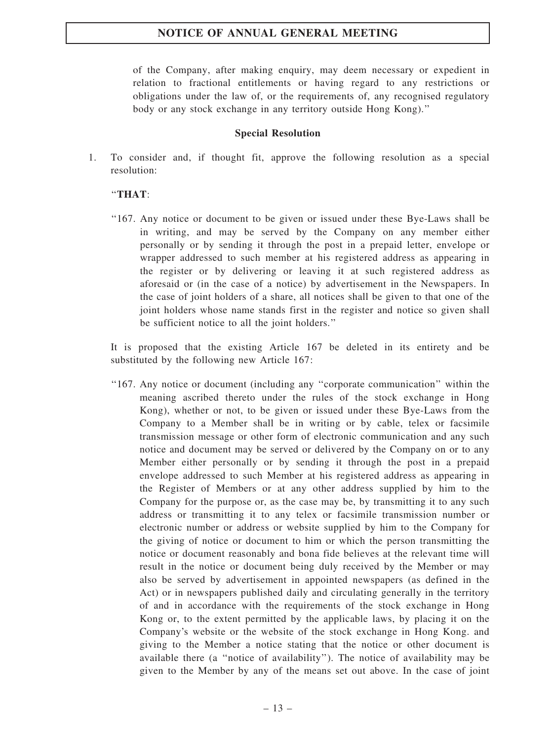of the Company, after making enquiry, may deem necessary or expedient in relation to fractional entitlements or having regard to any restrictions or obligations under the law of, or the requirements of, any recognised regulatory body or any stock exchange in any territory outside Hong Kong).''

**Special Resolution**

1. To consider and, if thought fit, approve the following resolution as a special resolution:

 ''**THAT**:

 ''167. Any notice or document to be given or issued under these Bye-Laws shall be in writing, and may be served by the Company on any member either personally or by sending it through the post in a prepaid letter, envelope or wrapper addressed to such member at his registered address as appearing in the register or by delivering or leaving it at such registered address as aforesaid or (in the case of a notice) by advertisement in the Newspapers. In the case of joint holders of a share, all notices shall be given to that one of the joint holders whose name stands first in the register and notice so given shall be sufficient notice to all the joint holders.''

 It is proposed that the existing Article 167 be deleted in its entirety and be substituted by the following new Article 167:

 ''167. Any notice or document (including any ''corporate communication'' within the meaning ascribed thereto under the rules of the stock exchange in Hong Kong), whether or not, to be given or issued under these Bye-Laws from the Company to a Member shall be in writing or by cable, telex or facsimile transmission message or other form of electronic communication and any such notice and document may be served or delivered by the Company on or to any Member either personally or by sending it through the post in a prepaid envelope addressed to such Member at his registered address as appearing in the Register of Members or at any other address supplied by him to the Company for the purpose or, as the case may be, by transmitting it to any such address or transmitting it to any telex or facsimile transmission number or electronic number or address or website supplied by him to the Company for the giving of notice or document to him or which the person transmitting the notice or document reasonably and bona fide believes at the relevant time will result in the notice or document being duly received by the Member or may also be served by advertisement in appointed newspapers (as defined in the Act) or in newspapers published daily and circulating generally in the territory of and in accordance with the requirements of the stock exchange in Hong Kong or, to the extent permitted by the applicable laws, by placing it on the Company's website or the website of the stock exchange in Hong Kong. and giving to the Member a notice stating that the notice or other document is available there (a ''notice of availability''). The notice of availability may be given to the Member by any of the means set out above. In the case of joint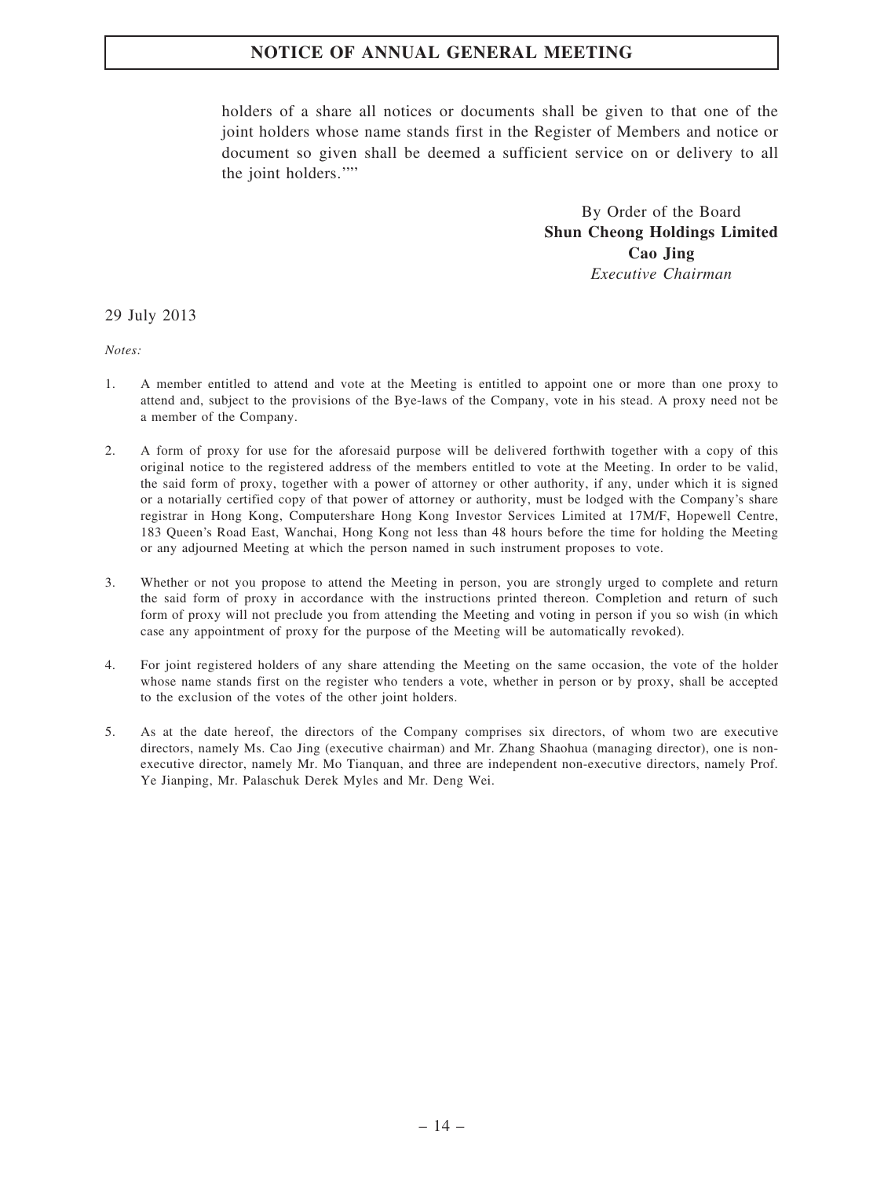holders of a share all notices or documents shall be given to that one of the joint holders whose name stands first in the Register of Members and notice or document so given shall be deemed a sufficient service on or delivery to all the joint holders.""

By Order of the Board
**Shun Cheong Holdings Limited**
**Cao Jing**
*Executive Chairman*

29 July 2013

*Notes:*

1. A member entitled to attend and vote at the Meeting is entitled to appoint one or more than one proxy to attend and, subject to the provisions of the Bye-laws of the Company, vote in his stead. A proxy need not be a member of the Company.

2. A form of proxy for use for the aforesaid purpose will be delivered forthwith together with a copy of this original notice to the registered address of the members entitled to vote at the Meeting. In order to be valid, the said form of proxy, together with a power of attorney or other authority, if any, under which it is signed or a notarially certified copy of that power of attorney or authority, must be lodged with the Company's share registrar in Hong Kong, Computershare Hong Kong Investor Services Limited at 17M/F, Hopewell Centre, 183 Queen's Road East, Wanchai, Hong Kong not less than 48 hours before the time for holding the Meeting or any adjourned Meeting at which the person named in such instrument proposes to vote.

3. Whether or not you propose to attend the Meeting in person, you are strongly urged to complete and return the said form of proxy in accordance with the instructions printed thereon. Completion and return of such form of proxy will not preclude you from attending the Meeting and voting in person if you so wish (in which case any appointment of proxy for the purpose of the Meeting will be automatically revoked).

4. For joint registered holders of any share attending the Meeting on the same occasion, the vote of the holder whose name stands first on the register who tenders a vote, whether in person or by proxy, shall be accepted to the exclusion of the votes of the other joint holders.

5. As at the date hereof, the directors of the Company comprises six directors, of whom two are executive directors, namely Ms. Cao Jing (executive chairman) and Mr. Zhang Shaohua (managing director), one is non-executive director, namely Mr. Mo Tianquan, and three are independent non-executive directors, namely Prof. Ye Jianping, Mr. Palaschuk Derek Myles and Mr. Deng Wei.